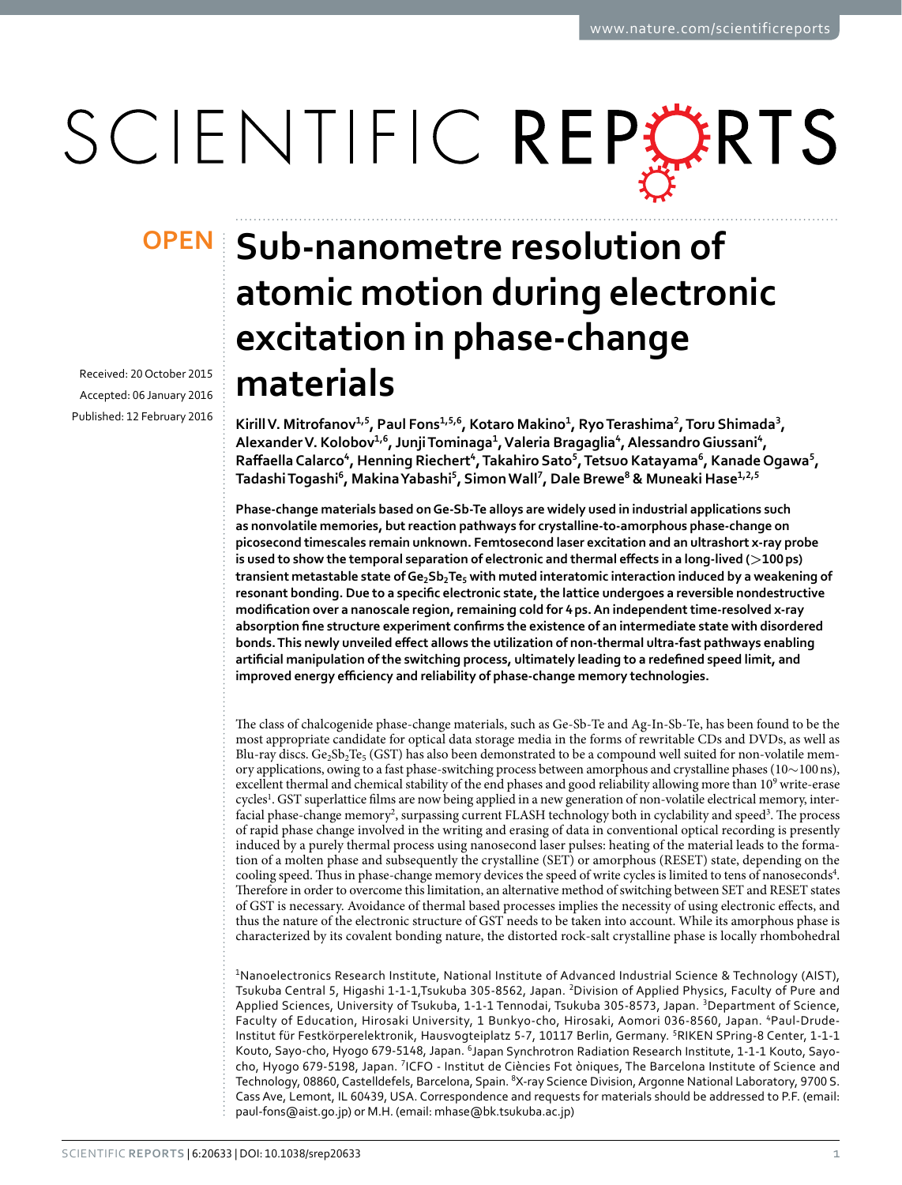OPEN

# Sub-nanometre resolution of atomic motion during electronic excitation in phase-change materials

Received: 20 October 2015
Accepted: 06 January 2016
Published: 12 February 2016

Kirill V. Mitrofanov[1,5], Paul Fons[1,5,6], Kotaro Makino[1], Ryo Terashima[2], Toru Shimada[3], Alexander V. Kolobov[1,6], Junji Tominaga[1], Valeria Bragaglia[4], Alessandro Giussani[4], Raffaella Calarco[4], Henning Riechert[4], Takahiro Sato[5], Tetsuo Katayama[6], Kanade Ogawa[5], Tadashi Togashi[6], Makina Yabashi[5], Simon Wall[7], Dale Brewe[8] & Muneaki Hase[1,2,5]

**Phase-change materials based on Ge-Sb-Te alloys are widely used in industrial applications such as nonvolatile memories, but reaction pathways for crystalline-to-amorphous phase-change on picosecond timescales remain unknown. Femtosecond laser excitation and an ultrashort x-ray probe is used to show the temporal separation of electronic and thermal effects in a long-lived (>100 ps) transient metastable state of $Ge_2Sb_2Te_5$ with muted interatomic interaction induced by a weakening of resonant bonding. Due to a specific electronic state, the lattice undergoes a reversible nondestructive modification over a nanoscale region, remaining cold for 4 ps. An independent time-resolved x-ray absorption fine structure experiment confirms the existence of an intermediate state with disordered bonds. This newly unveiled effect allows the utilization of non-thermal ultra-fast pathways enabling artificial manipulation of the switching process, ultimately leading to a redefined speed limit, and improved energy efficiency and reliability of phase-change memory technologies.**

The class of chalcogenide phase-change materials, such as Ge-Sb-Te and Ag-In-Sb-Te, has been found to be the most appropriate candidate for optical data storage media in the forms of rewritable CDs and DVDs, as well as Blu-ray discs. $Ge_2Sb_2Te_5$ (GST) has also been demonstrated to be a compound well suited for non-volatile memory applications, owing to a fast phase-switching process between amorphous and crystalline phases (10~100 ns), excellent thermal and chemical stability of the end phases and good reliability allowing more than $10^9$ write-erase cycles[1]. GST superlattice films are now being applied in a new generation of non-volatile electrical memory, interfacial phase-change memory[2], surpassing current FLASH technology both in cyclability and speed[3]. The process of rapid phase change involved in the writing and erasing of data in conventional optical recording is presently induced by a purely thermal process using nanosecond laser pulses: heating of the material leads to the formation of a molten phase and subsequently the crystalline (SET) or amorphous (RESET) state, depending on the cooling speed. Thus in phase-change memory devices the speed of write cycles is limited to tens of nanoseconds[4]. Therefore in order to overcome this limitation, an alternative method of switching between SET and RESET states of GST is necessary. Avoidance of thermal based processes implies the necessity of using electronic effects, and thus the nature of the electronic structure of GST needs to be taken into account. While its amorphous phase is characterized by its covalent bonding nature, the distorted rock-salt crystalline phase is locally rhombohedral

[1]Nanoelectronics Research Institute, National Institute of Advanced Industrial Science & Technology (AIST), Tsukuba Central 5, Higashi 1-1-1,Tsukuba 305-8562, Japan. [2]Division of Applied Physics, Faculty of Pure and Applied Sciences, University of Tsukuba, 1-1-1 Tennodai, Tsukuba 305-8573, Japan. [3]Department of Science, Faculty of Education, Hirosaki University, 1 Bunkyo-cho, Hirosaki, Aomori 036-8560, Japan. [4]Paul-Drude-Institut für Festkörperelektronik, Hausvogteiplatz 5-7, 10117 Berlin, Germany. [5]RIKEN SPring-8 Center, 1-1-1 Kouto, Sayo-cho, Hyogo 679-5148, Japan. [6]Japan Synchrotron Radiation Research Institute, 1-1-1 Kouto, Sayo-cho, Hyogo 679-5198, Japan. [7]ICFO - Institut de Ciències Fot òniques, The Barcelona Institute of Science and Technology, 08860, Castelldefels, Barcelona, Spain. [8]X-ray Science Division, Argonne National Laboratory, 9700 S. Cass Ave, Lemont, IL 60439, USA. Correspondence and requests for materials should be addressed to P.F. (email: paul-fons@aist.go.jp) or M.H. (email: mhase@bk.tsukuba.ac.jp)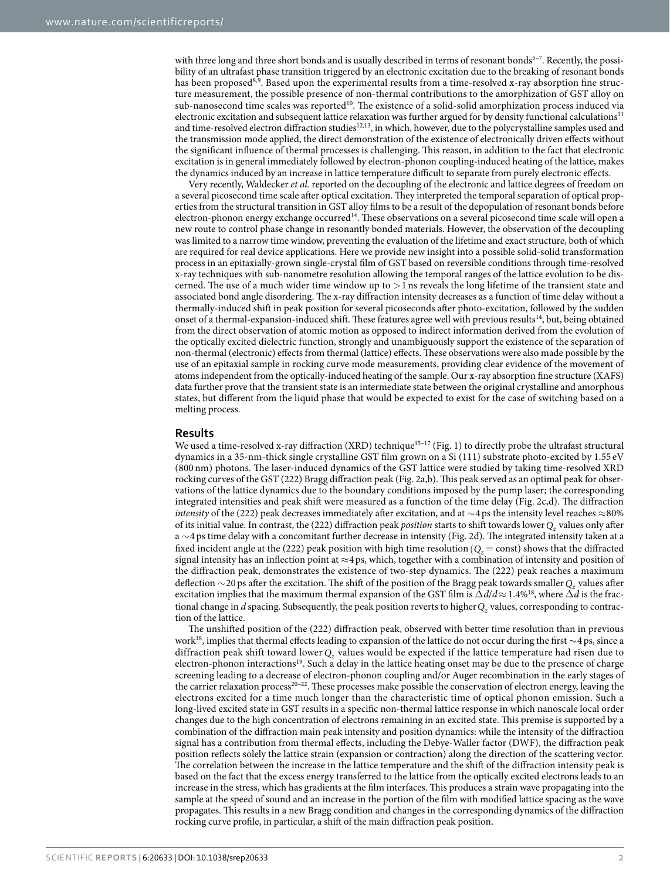with three long and three short bonds and is usually described in terms of resonant bonds[5–7]. Recently, the possibility of an ultrafast phase transition triggered by an electronic excitation due to the breaking of resonant bonds has been proposed[8,9]. Based upon the experimental results from a time-resolved x-ray absorption fine structure measurement, the possible presence of non-thermal contributions to the amorphization of GST alloy on sub-nanosecond time scales was reported[10]. The existence of a solid-solid amorphization process induced via electronic excitation and subsequent lattice relaxation was further argued for by density functional calculations[11] and time-resolved electron diffraction studies[12,13], in which, however, due to the polycrystalline samples used and the transmission mode applied, the direct demonstration of the existence of electronically driven effects without the significant influence of thermal processes is challenging. This reason, in addition to the fact that electronic excitation is in general immediately followed by electron-phonon coupling-induced heating of the lattice, makes the dynamics induced by an increase in lattice temperature difficult to separate from purely electronic effects.

Very recently, Waldecker *et al.* reported on the decoupling of the electronic and lattice degrees of freedom on a several picosecond time scale after optical excitation. They interpreted the temporal separation of optical properties from the structural transition in GST alloy films to be a result of the depopulation of resonant bonds before electron-phonon energy exchange occurred[14]. These observations on a several picosecond time scale will open a new route to control phase change in resonantly bonded materials. However, the observation of the decoupling was limited to a narrow time window, preventing the evaluation of the lifetime and exact structure, both of which are required for real device applications. Here we provide new insight into a possible solid-solid transformation process in an epitaxially-grown single-crystal film of GST based on reversible conditions through time-resolved x-ray techniques with sub-nanometre resolution allowing the temporal ranges of the lattice evolution to be discerned. The use of a much wider time window up to >1 ns reveals the long lifetime of the transient state and associated bond angle disordering. The x-ray diffraction intensity decreases as a function of time delay without a thermally-induced shift in peak position for several picoseconds after photo-excitation, followed by the sudden onset of a thermal-expansion-induced shift. These features agree well with previous results[14], but, being obtained from the direct observation of atomic motion as opposed to indirect information derived from the evolution of the optically excited dielectric function, strongly and unambiguously support the existence of the separation of non-thermal (electronic) effects from thermal (lattice) effects. These observations were also made possible by the use of an epitaxial sample in rocking curve mode measurements, providing clear evidence of the movement of atoms independent from the optically-induced heating of the sample. Our x-ray absorption fine structure (XAFS) data further prove that the transient state is an intermediate state between the original crystalline and amorphous states, but different from the liquid phase that would be expected to exist for the case of switching based on a melting process.

## Results

We used a time-resolved x-ray diffraction (XRD) technique[15–17] (Fig. 1) to directly probe the ultrafast structural dynamics in a 35-nm-thick single crystalline GST film grown on a Si (111) substrate photo-excited by 1.55 eV (800 nm) photons. The laser-induced dynamics of the GST lattice were studied by taking time-resolved XRD rocking curves of the GST (222) Bragg diffraction peak (Fig. 2a,b). This peak served as an optimal peak for observations of the lattice dynamics due to the boundary conditions imposed by the pump laser; the corresponding integrated intensities and peak shift were measured as a function of the time delay (Fig. 2c,d). The diffraction *intensity* of the (222) peak decreases immediately after excitation, and at ~4 ps the intensity level reaches ≈80% of its initial value. In contrast, the (222) diffraction peak *position* starts to shift towards lower $Q_z$ values only after a ~4 ps time delay with a concomitant further decrease in intensity (Fig. 2d). The integrated intensity taken at a fixed incident angle at the (222) peak position with high time resolution ($Q_z$ = const) shows that the diffracted signal intensity has an inflection point at ≈4 ps, which, together with a combination of intensity and position of the diffraction peak, demonstrates the existence of two-step dynamics. The (222) peak reaches a maximum deflection ~20 ps after the excitation. The shift of the position of the Bragg peak towards smaller $Q_z$ values after excitation implies that the maximum thermal expansion of the GST film is $\Delta d/d \approx 1.4\%$[18], where $\Delta d$ is the fractional change in $d$ spacing. Subsequently, the peak position reverts to higher $Q_z$ values, corresponding to contraction of the lattice.

The unshifted position of the (222) diffraction peak, observed with better time resolution than in previous work[18], implies that thermal effects leading to expansion of the lattice do not occur during the first ~4 ps, since a diffraction peak shift toward lower $Q_z$ values would be expected if the lattice temperature had risen due to electron-phonon interactions[19]. Such a delay in the lattice heating onset may be due to the presence of charge screening leading to a decrease of electron-phonon coupling and/or Auger recombination in the early stages of the carrier relaxation process[20–22]. These processes make possible the conservation of electron energy, leaving the electrons excited for a time much longer than the characteristic time of optical phonon emission. Such a long-lived excited state in GST results in a specific non-thermal lattice response in which nanoscale local order changes due to the high concentration of electrons remaining in an excited state. This premise is supported by a combination of the diffraction main peak intensity and position dynamics: while the intensity of the diffraction signal has a contribution from thermal effects, including the Debye-Waller factor (DWF), the diffraction peak position reflects solely the lattice strain (expansion or contraction) along the direction of the scattering vector. The correlation between the increase in the lattice temperature and the shift of the diffraction intensity peak is based on the fact that the excess energy transferred to the lattice from the optically excited electrons leads to an increase in the stress, which has gradients at the film interfaces. This produces a strain wave propagating into the sample at the speed of sound and an increase in the portion of the film with modified lattice spacing as the wave propagates. This results in a new Bragg condition and changes in the corresponding dynamics of the diffraction rocking curve profile, in particular, a shift of the main diffraction peak position.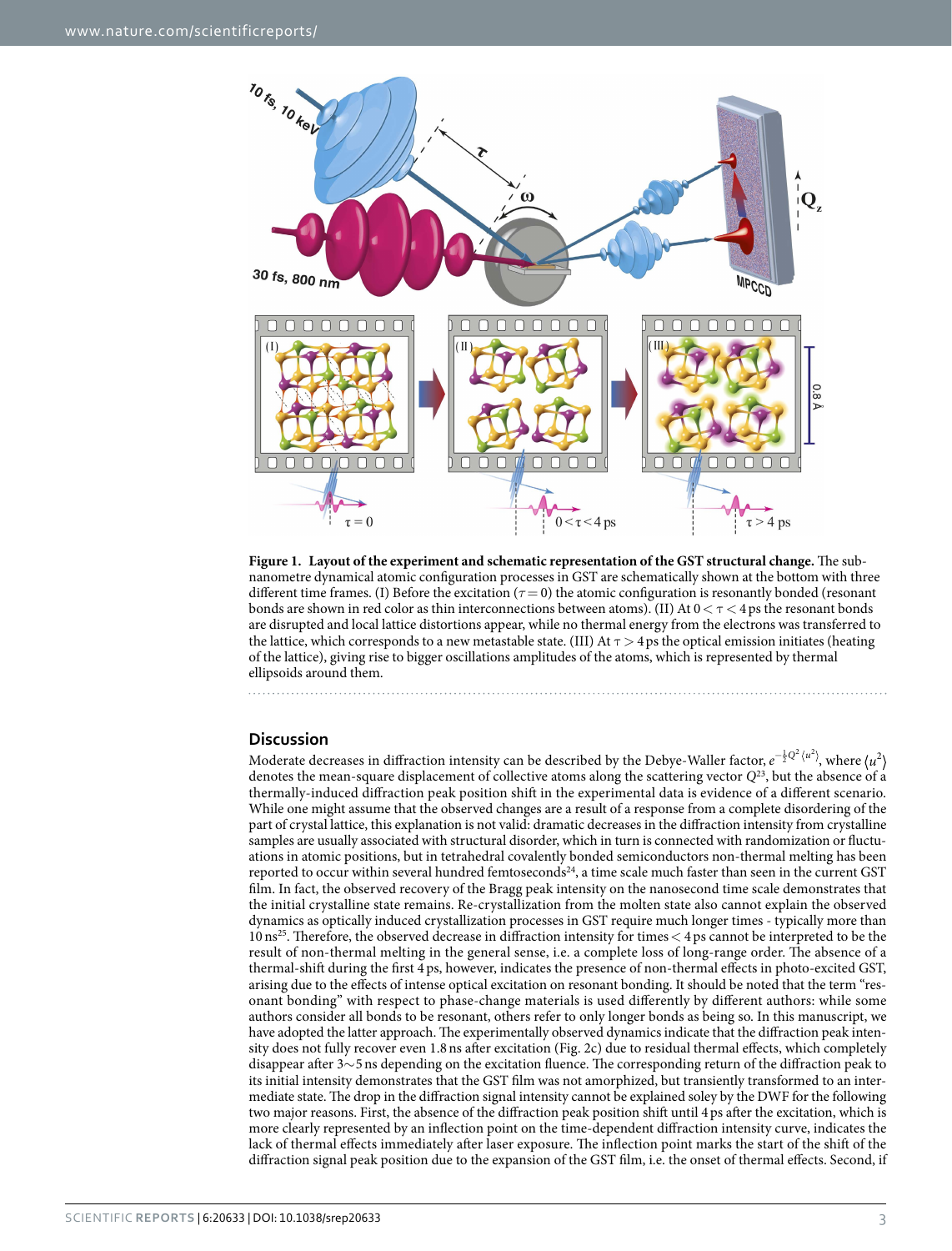**Figure 1. Layout of the experiment and schematic representation of the GST structural change.** The sub-nanometre dynamical atomic configuration processes in GST are schematically shown at the bottom with three different time frames. (I) Before the excitation ($\tau = 0$) the atomic configuration is resonantly bonded (resonant bonds are shown in red color as thin interconnections between atoms). (II) At $0 < \tau < 4$ ps the resonant bonds are disrupted and local lattice distortions appear, while no thermal energy from the electrons was transferred to the lattice, which corresponds to a new metastable state. (III) At $\tau > 4$ ps the optical emission initiates (heating of the lattice), giving rise to bigger oscillations amplitudes of the atoms, which is represented by thermal ellipsoids around them.

## Discussion

Moderate decreases in diffraction intensity can be described by the Debye-Waller factor, $e^{-\frac{1}{2}Q^2\langle u^2\rangle}$, where $\langle u^2\rangle$ denotes the mean-square displacement of collective atoms along the scattering vector $Q$[23], but the absence of a thermally-induced diffraction peak position shift in the experimental data is evidence of a different scenario. While one might assume that the observed changes are a result of a response from a complete disordering of the part of crystal lattice, this explanation is not valid: dramatic decreases in the diffraction intensity from crystalline samples are usually associated with structural disorder, which in turn is connected with randomization or fluctuations in atomic positions, but in tetrahedral covalently bonded semiconductors non-thermal melting has been reported to occur within several hundred femtoseconds[24], a time scale much faster than seen in the current GST film. In fact, the observed recovery of the Bragg peak intensity on the nanosecond time scale demonstrates that the initial crystalline state remains. Re-crystallization from the molten state also cannot explain the observed dynamics as optically induced crystallization processes in GST require much longer times - typically more than 10 ns[25]. Therefore, the observed decrease in diffraction intensity for times < 4 ps cannot be interpreted to be the result of non-thermal melting in the general sense, i.e. a complete loss of long-range order. The absence of a thermal-shift during the first 4 ps, however, indicates the presence of non-thermal effects in photo-excited GST, arising due to the effects of intense optical excitation on resonant bonding. It should be noted that the term "resonant bonding" with respect to phase-change materials is used differently by different authors: while some authors consider all bonds to be resonant, others refer to only longer bonds as being so. In this manuscript, we have adopted the latter approach. The experimentally observed dynamics indicate that the diffraction peak intensity does not fully recover even 1.8 ns after excitation (Fig. 2c) due to residual thermal effects, which completely disappear after 3~5 ns depending on the excitation fluence. The corresponding return of the diffraction peak to its initial intensity demonstrates that the GST film was not amorphized, but transiently transformed to an intermediate state. The drop in the diffraction signal intensity cannot be explained soley by the DWF for the following two major reasons. First, the absence of the diffraction peak position shift until 4 ps after the excitation, which is more clearly represented by an inflection point on the time-dependent diffraction intensity curve, indicates the lack of thermal effects immediately after laser exposure. The inflection point marks the start of the shift of the diffraction signal peak position due to the expansion of the GST film, i.e. the onset of thermal effects. Second, if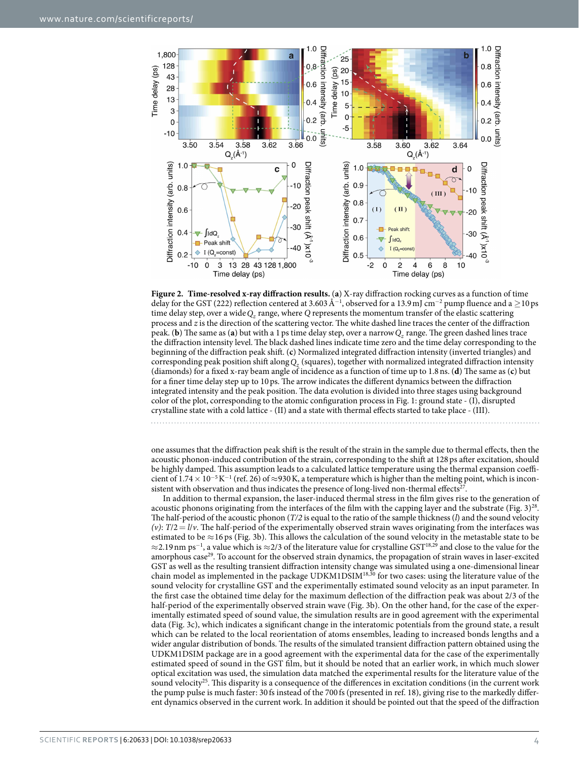**Figure 2. Time-resolved x-ray diffraction results.** (**a**) X-ray diffraction rocking curves as a function of time delay for the GST (222) reflection centered at 3.603 Å$^{-1}$, observed for a 13.9 mJ cm$^{-2}$ pump fluence and a ≥10 ps time delay step, over a wide $Q_z$ range, where $Q$ represents the momentum transfer of the elastic scattering process and $z$ is the direction of the scattering vector. The white dashed line traces the center of the diffraction peak. (**b**) The same as (**a**) but with a 1 ps time delay step, over a narrow $Q_z$ range. The green dashed lines trace the diffraction intensity level. The black dashed lines indicate time zero and the time delay corresponding to the beginning of the diffraction peak shift. (**c**) Normalized integrated diffraction intensity (inverted triangles) and corresponding peak position shift along $Q_z$ (squares), together with normalized integrated diffraction intensity (diamonds) for a fixed x-ray beam angle of incidence as a function of time up to 1.8 ns. (**d**) The same as (**c**) but for a finer time delay step up to 10 ps. The arrow indicates the different dynamics between the diffraction integrated intensity and the peak position. The data evolution is divided into three stages using background color of the plot, corresponding to the atomic configuration process in Fig. 1: ground state - (I), disrupted crystalline state with a cold lattice - (II) and a state with thermal effects started to take place - (III).

one assumes that the diffraction peak shift is the result of the strain in the sample due to thermal effects, then the acoustic phonon-induced contribution of the strain, corresponding to the shift at 128 ps after excitation, should be highly damped. This assumption leads to a calculated lattice temperature using the thermal expansion coefficient of $1.74 \times 10^{-5}$ K$^{-1}$ (ref. 26) of ≈930 K, a temperature which is higher than the melting point, which is inconsistent with observation and thus indicates the presence of long-lived non-thermal effects[27].

In addition to thermal expansion, the laser-induced thermal stress in the film gives rise to the generation of acoustic phonons originating from the interfaces of the film with the capping layer and the substrate (Fig. 3)[28]. The half-period of the acoustic phonon ($T/2$ is equal to the ratio of the sample thickness ($l$) and the sound velocity ($v$): $T/2 = l/v$. The half-period of the experimentally observed strain waves originating from the interfaces was estimated to be ≈16 ps (Fig. 3b). This allows the calculation of the sound velocity in the metastable state to be ≈2.19 nm ps$^{-1}$, a value which is ≈2/3 of the literature value for crystalline GST[18,29] and close to the value for the amorphous case[29]. To account for the observed strain dynamics, the propagation of strain waves in laser-excited GST as well as the resulting transient diffraction intensity change was simulated using a one-dimensional linear chain model as implemented in the package UDKM1DSIM[18,30] for two cases: using the literature value of the sound velocity for crystalline GST and the experimentally estimated sound velocity as an input parameter. In the first case the obtained time delay for the maximum deflection of the diffraction peak was about 2/3 of the half-period of the experimentally observed strain wave (Fig. 3b). On the other hand, for the case of the experimentally estimated speed of sound value, the simulation results are in good agreement with the experimental data (Fig. 3c), which indicates a significant change in the interatomic potentials from the ground state, a result which can be related to the local reorientation of atoms ensembles, leading to increased bonds lengths and a wider angular distribution of bonds. The results of the simulated transient diffraction pattern obtained using the UDKM1DSIM package are in a good agreement with the experimental data for the case of the experimentally estimated speed of sound in the GST film, but it should be noted that an earlier work, in which much slower optical excitation was used, the simulation data matched the experimental results for the literature value of the sound velocity[25]. This disparity is a consequence of the differences in excitation conditions (in the current work the pump pulse is much faster: 30 fs instead of the 700 fs (presented in ref. 18), giving rise to the markedly different dynamics observed in the current work. In addition it should be pointed out that the speed of the diffraction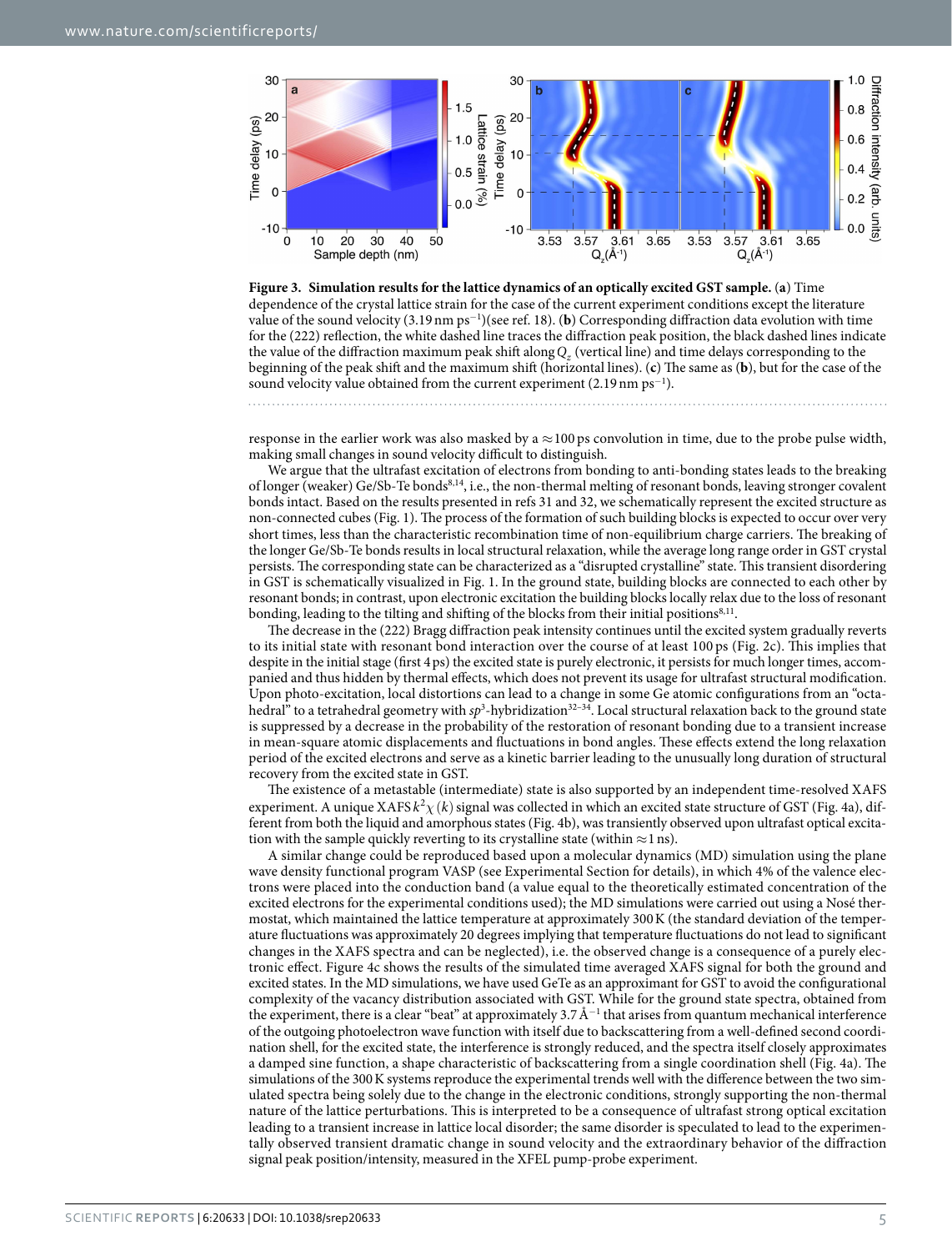**Figure 3. Simulation results for the lattice dynamics of an optically excited GST sample.** (**a**) Time dependence of the crystal lattice strain for the case of the current experiment conditions except the literature value of the sound velocity (3.19 nm ps$^{-1}$)(see ref. 18). (**b**) Corresponding diffraction data evolution with time for the (222) reflection, the white dashed line traces the diffraction peak position, the black dashed lines indicate the value of the diffraction maximum peak shift along $Q_z$ (vertical line) and time delays corresponding to the beginning of the peak shift and the maximum shift (horizontal lines). (**c**) The same as (**b**), but for the case of the sound velocity value obtained from the current experiment (2.19 nm ps$^{-1}$).

response in the earlier work was also masked by a ≈100 ps convolution in time, due to the probe pulse width, making small changes in sound velocity difficult to distinguish.

We argue that the ultrafast excitation of electrons from bonding to anti-bonding states leads to the breaking of longer (weaker) Ge/Sb-Te bonds[8,14], i.e., the non-thermal melting of resonant bonds, leaving stronger covalent bonds intact. Based on the results presented in refs 31 and 32, we schematically represent the excited structure as non-connected cubes (Fig. 1). The process of the formation of such building blocks is expected to occur over very short times, less than the characteristic recombination time of non-equilibrium charge carriers. The breaking of the longer Ge/Sb-Te bonds results in local structural relaxation, while the average long range order in GST crystal persists. The corresponding state can be characterized as a "disrupted crystalline" state. This transient disordering in GST is schematically visualized in Fig. 1. In the ground state, building blocks are connected to each other by resonant bonds; in contrast, upon electronic excitation the building blocks locally relax due to the loss of resonant bonding, leading to the tilting and shifting of the blocks from their initial positions[8,11].

The decrease in the (222) Bragg diffraction peak intensity continues until the excited system gradually reverts to its initial state with resonant bond interaction over the course of at least 100 ps (Fig. 2c). This implies that despite in the initial stage (first 4 ps) the excited state is purely electronic, it persists for much longer times, accompanied and thus hidden by thermal effects, which does not prevent its usage for ultrafast structural modification. Upon photo-excitation, local distortions can lead to a change in some Ge atomic configurations from an "octahedral" to a tetrahedral geometry with $sp^3$-hybridization[32–34]. Local structural relaxation back to the ground state is suppressed by a decrease in the probability of the restoration of resonant bonding due to a transient increase in mean-square atomic displacements and fluctuations in bond angles. These effects extend the long relaxation period of the excited electrons and serve as a kinetic barrier leading to the unusually long duration of structural recovery from the excited state in GST.

The existence of a metastable (intermediate) state is also supported by an independent time-resolved XAFS experiment. A unique XAFS $k^2\chi(k)$ signal was collected in which an excited state structure of GST (Fig. 4a), different from both the liquid and amorphous states (Fig. 4b), was transiently observed upon ultrafast optical excitation with the sample quickly reverting to its crystalline state (within ≈1 ns).

A similar change could be reproduced based upon a molecular dynamics (MD) simulation using the plane wave density functional program VASP (see Experimental Section for details), in which 4% of the valence electrons were placed into the conduction band (a value equal to the theoretically estimated concentration of the excited electrons for the experimental conditions used); the MD simulations were carried out using a Nosé thermostat, which maintained the lattice temperature at approximately 300 K (the standard deviation of the temperature fluctuations was approximately 20 degrees implying that temperature fluctuations do not lead to significant changes in the XAFS spectra and can be neglected), i.e. the observed change is a consequence of a purely electronic effect. Figure 4c shows the results of the simulated time averaged XAFS signal for both the ground and excited states. In the MD simulations, we have used GeTe as an approximant for GST to avoid the configurational complexity of the vacancy distribution associated with GST. While for the ground state spectra, obtained from the experiment, there is a clear "beat" at approximately 3.7 Å$^{-1}$ that arises from quantum mechanical interference of the outgoing photoelectron wave function with itself due to backscattering from a well-defined second coordination shell, for the excited state, the interference is strongly reduced, and the spectra itself closely approximates a damped sine function, a shape characteristic of backscattering from a single coordination shell (Fig. 4a). The simulations of the 300 K systems reproduce the experimental trends well with the difference between the two simulated spectra being solely due to the change in the electronic conditions, strongly supporting the non-thermal nature of the lattice perturbations. This is interpreted to be a consequence of ultrafast strong optical excitation leading to a transient increase in lattice local disorder; the same disorder is speculated to lead to the experimentally observed transient dramatic change in sound velocity and the extraordinary behavior of the diffraction signal peak position/intensity, measured in the XFEL pump-probe experiment.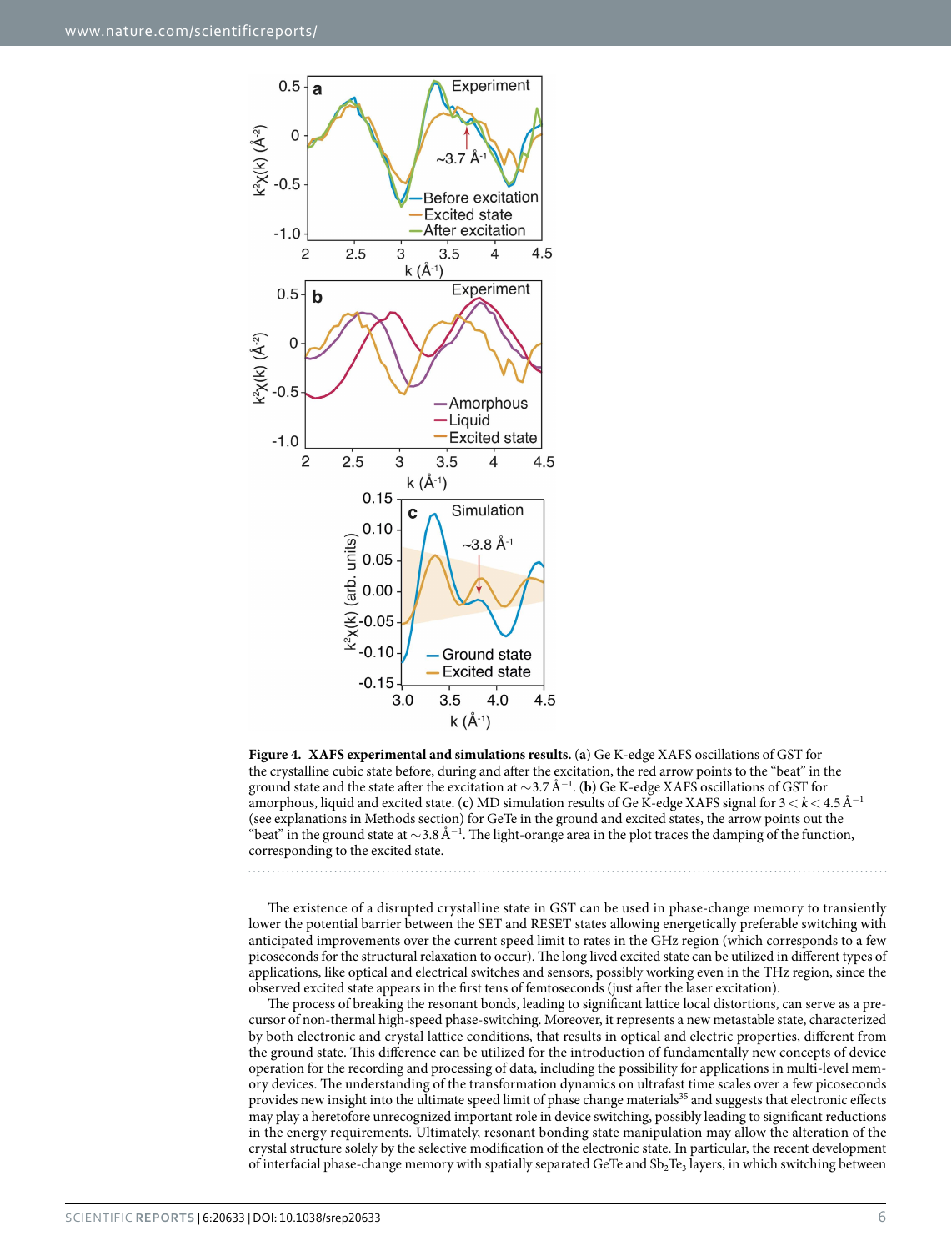**Figure 4. XAFS experimental and simulations results.** (**a**) Ge K-edge XAFS oscillations of GST for the crystalline cubic state before, during and after the excitation, the red arrow points to the "beat" in the ground state and the state after the excitation at ~3.7 Å$^{-1}$. (**b**) Ge K-edge XAFS oscillations of GST for amorphous, liquid and excited state. (**c**) MD simulation results of Ge K-edge XAFS signal for $3 < k < 4.5$ Å$^{-1}$ (see explanations in Methods section) for GeTe in the ground and excited states, the arrow points out the "beat" in the ground state at ~3.8 Å$^{-1}$. The light-orange area in the plot traces the damping of the function, corresponding to the excited state.

The existence of a disrupted crystalline state in GST can be used in phase-change memory to transiently lower the potential barrier between the SET and RESET states allowing energetically preferable switching with anticipated improvements over the current speed limit to rates in the GHz region (which corresponds to a few picoseconds for the structural relaxation to occur). The long lived excited state can be utilized in different types of applications, like optical and electrical switches and sensors, possibly working even in the THz region, since the observed excited state appears in the first tens of femtoseconds (just after the laser excitation).

The process of breaking the resonant bonds, leading to significant lattice local distortions, can serve as a precursor of non-thermal high-speed phase-switching. Moreover, it represents a new metastable state, characterized by both electronic and crystal lattice conditions, that results in optical and electric properties, different from the ground state. This difference can be utilized for the introduction of fundamentally new concepts of device operation for the recording and processing of data, including the possibility for applications in multi-level memory devices. The understanding of the transformation dynamics on ultrafast time scales over a few picoseconds provides new insight into the ultimate speed limit of phase change materials[35] and suggests that electronic effects may play a heretofore unrecognized important role in device switching, possibly leading to significant reductions in the energy requirements. Ultimately, resonant bonding state manipulation may allow the alteration of the crystal structure solely by the selective modification of the electronic state. In particular, the recent development of interfacial phase-change memory with spatially separated GeTe and $Sb_2Te_3$ layers, in which switching between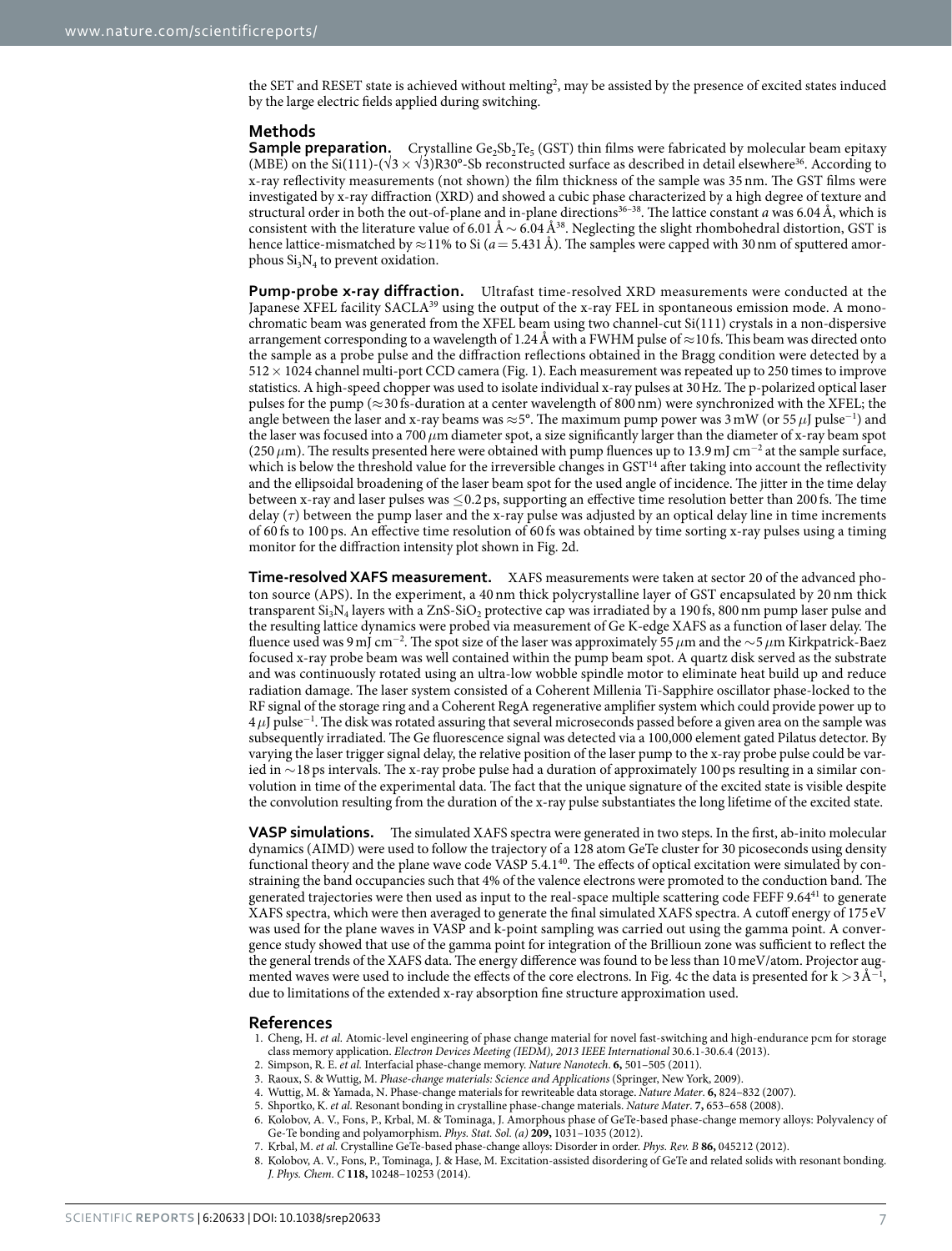the SET and RESET state is achieved without melting[2], may be assisted by the presence of excited states induced by the large electric fields applied during switching.

## Methods

**Sample preparation.** Crystalline $Ge_2Sb_2Te_5$ (GST) thin films were fabricated by molecular beam epitaxy (MBE) on the Si(111)-($\sqrt{3} \times \sqrt{3}$)R30°-Sb reconstructed surface as described in detail elsewhere[36]. According to x-ray reflectivity measurements (not shown) the film thickness of the sample was 35 nm. The GST films were investigated by x-ray diffraction (XRD) and showed a cubic phase characterized by a high degree of texture and structural order in both the out-of-plane and in-plane directions[36–38]. The lattice constant $a$ was 6.04 Å, which is consistent with the literature value of 6.01 Å ~ 6.04 Å[38]. Neglecting the slight rhombohedral distortion, GST is hence lattice-mismatched by ≈11% to Si ($a$ = 5.431 Å). The samples were capped with 30 nm of sputtered amorphous $Si_3N_4$ to prevent oxidation.

**Pump-probe x-ray diffraction.** Ultrafast time-resolved XRD measurements were conducted at the Japanese XFEL facility SACLA[39] using the output of the x-ray FEL in spontaneous emission mode. A monochromatic beam was generated from the XFEL beam using two channel-cut Si(111) crystals in a non-dispersive arrangement corresponding to a wavelength of 1.24 Å with a FWHM pulse of ≈10 fs. This beam was directed onto the sample as a probe pulse and the diffraction reflections obtained in the Bragg condition were detected by a 512 × 1024 channel multi-port CCD camera (Fig. 1). Each measurement was repeated up to 250 times to improve statistics. A high-speed chopper was used to isolate individual x-ray pulses at 30 Hz. The p-polarized optical laser pulses for the pump (≈30 fs-duration at a center wavelength of 800 nm) were synchronized with the XFEL; the angle between the laser and x-ray beams was ≈5°. The maximum pump power was 3 mW (or 55 $\mu$J pulse$^{-1}$) and the laser was focused into a 700 $\mu$m diameter spot, a size significantly larger than the diameter of x-ray beam spot (250 $\mu$m). The results presented here were obtained with pump fluences up to 13.9 mJ cm$^{-2}$ at the sample surface, which is below the threshold value for the irreversible changes in GST[14] after taking into account the reflectivity and the ellipsoidal broadening of the laser beam spot for the used angle of incidence. The jitter in the time delay between x-ray and laser pulses was ≤0.2 ps, supporting an effective time resolution better than 200 fs. The time delay ($\tau$) between the pump laser and the x-ray pulse was adjusted by an optical delay line in time increments of 60 fs to 100 ps. An effective time resolution of 60 fs was obtained by time sorting x-ray pulses using a timing monitor for the diffraction intensity plot shown in Fig. 2d.

**Time-resolved XAFS measurement.** XAFS measurements were taken at sector 20 of the advanced photon source (APS). In the experiment, a 40 nm thick polycrystalline layer of GST encapsulated by 20 nm thick transparent $Si_3N_4$ layers with a ZnS-$SiO_2$ protective cap was irradiated by a 190 fs, 800 nm pump laser pulse and the resulting lattice dynamics were probed via measurement of Ge K-edge XAFS as a function of laser delay. The fluence used was 9 mJ cm$^{-2}$. The spot size of the laser was approximately 55 $\mu$m and the ~5 $\mu$m Kirkpatrick-Baez focused x-ray probe beam was well contained within the pump beam spot. A quartz disk served as the substrate and was continuously rotated using an ultra-low wobble spindle motor to eliminate heat build up and reduce radiation damage. The laser system consisted of a Coherent Millenia Ti-Sapphire oscillator phase-locked to the RF signal of the storage ring and a Coherent RegA regenerative amplifier system which could provide power up to 4 $\mu$J pulse$^{-1}$. The disk was rotated assuring that several microseconds passed before a given area on the sample was subsequently irradiated. The Ge fluorescence signal was detected via a 100,000 element gated Pilatus detector. By varying the laser trigger signal delay, the relative position of the laser pump to the x-ray probe pulse could be varied in ~18 ps intervals. The x-ray probe pulse had a duration of approximately 100 ps resulting in a similar convolution in time of the experimental data. The fact that the unique signature of the excited state is visible despite the convolution resulting from the duration of the x-ray pulse substantiates the long lifetime of the excited state.

**VASP simulations.** The simulated XAFS spectra were generated in two steps. In the first, ab-inito molecular dynamics (AIMD) were used to follow the trajectory of a 128 atom GeTe cluster for 30 picoseconds using density functional theory and the plane wave code VASP 5.4.1[40]. The effects of optical excitation were simulated by constraining the band occupancies such that 4% of the valence electrons were promoted to the conduction band. The generated trajectories were then used as input to the real-space multiple scattering code FEFF 9.64[41] to generate XAFS spectra, which were then averaged to generate the final simulated XAFS spectra. A cutoff energy of 175 eV was used for the plane waves in VASP and k-point sampling was carried out using the gamma point. A convergence study showed that use of the gamma point for integration of the Brillioun zone was sufficient to reflect the the general trends of the XAFS data. The energy difference was found to be less than 10 meV/atom. Projector augmented waves were used to include the effects of the core electrons. In Fig. 4c the data is presented for k > 3 Å$^{-1}$, due to limitations of the extended x-ray absorption fine structure approximation used.

## References

1. Cheng, H. *et al.* Atomic-level engineering of phase change material for novel fast-switching and high-endurance pcm for storage class memory application. *Electron Devices Meeting (IEDM), 2013 IEEE International* 30.6.1-30.6.4 (2013).
2. Simpson, R. E. *et al.* Interfacial phase-change memory. *Nature Nanotech*. **6,** 501–505 (2011).
3. Raoux, S. & Wuttig, M. *Phase-change materials: Science and Applications* (Springer, New York, 2009).
4. Wuttig, M. & Yamada, N. Phase-change materials for rewriteable data storage. *Nature Mater*. **6,** 824–832 (2007).
5. Shportko, K. *et al.* Resonant bonding in crystalline phase-change materials. *Nature Mater*. **7,** 653–658 (2008).
6. Kolobov, A. V., Fons, P., Krbal, M. & Tominaga, J. Amorphous phase of GeTe-based phase-change memory alloys: Polyvalency of Ge-Te bonding and polyamorphism. *Phys. Stat. Sol. (a)* **209,** 1031–1035 (2012).
7. Krbal, M. *et al.* Crystalline GeTe-based phase-change alloys: Disorder in order. *Phys. Rev. B* **86,** 045212 (2012).
8. Kolobov, A. V., Fons, P., Tominaga, J. & Hase, M. Excitation-assisted disordering of GeTe and related solids with resonant bonding. *J. Phys. Chem. C* **118,** 10248–10253 (2014).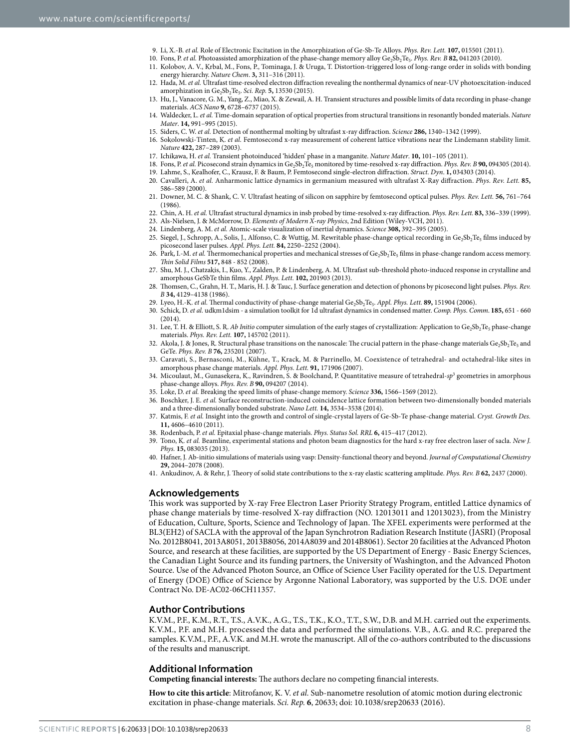9. Li, X.-B. *et al.* Role of Electronic Excitation in the Amorphization of Ge-Sb-Te Alloys. *Phys. Rev. Lett.* **107,** 015501 (2011).
10. Fons, P. *et al.* Photoassisted amorphization of the phase-change memory alloy $Ge_2Sb_2Te_5$. *Phys. Rev. B* **82,** 041203 (2010).
11. Kolobov, A. V., Krbal, M., Fons, P., Tominaga, J. & Uruga, T. Distortion-triggered loss of long-range order in solids with bonding energy hierarchy. *Nature Chem*. **3,** 311–316 (2011).
12. Hada, M. *et al.* Ultrafast time-resolved electron diffraction revealing the nonthermal dynamics of near-UV photoexcitation-induced amorphization in $Ge_2Sb_2Te_5$. *Sci. Rep.* **5,** 13530 (2015).
13. Hu, J., Vanacore, G. M., Yang, Z., Miao, X. & Zewail, A. H. Transient structures and possible limits of data recording in phase-change materials. *ACS Nano* **9,** 6728–6737 (2015).
14. Waldecker, L. *et al.* Time-domain separation of optical properties from structural transitions in resonantly bonded materials. *Nature Mater*. **14,** 991–995 (2015).
15. Siders, C. W. *et al.* Detection of nonthermal molting by ultrafast x-ray diffraction. *Science* **286,** 1340–1342 (1999).
16. Sokolowski-Tinten, K. *et al.* Femtosecond x-ray measurement of coherent lattice vibrations near the Lindemann stability limit. *Nature* **422,** 287–289 (2003).
17. Ichikawa, H. *et al.* Transient photoinduced 'hidden' phase in a manganite. *Nature Mater*. **10,** 101–105 (2011).
18. Fons, P. *et al.* Picosecond strain dynamics in $Ge_2Sb_2Te_5$ monitored by time-resolved x-ray diffraction. *Phys. Rev. B* **90,** 094305 (2014).
19. Lahme, S., Kealhofer, C., Krausz, F. & Baum, P. Femtosecond single-electron diffraction. *Struct. Dyn*. **1,** 034303 (2014).
20. Cavalleri, A. *et al.* Anharmonic lattice dynamics in germanium measured with ultrafast X-Ray diffraction. *Phys. Rev. Lett.* **85,** 586–589 (2000).
21. Downer, M. C. & Shank, C. V. Ultrafast heating of silicon on sapphire by femtosecond optical pulses. *Phys. Rev. Lett.* **56,** 761–764 (1986).
22. Chin, A. H. *et al.* Ultrafast structural dynamics in insb probed by time-resolved x-ray diffraction. *Phys. Rev. Lett.* **83,** 336–339 (1999).
23. Als-Nielsen, J. & McMorrow, D. *Elements of Modern X-ray Physics*, 2nd Edition (Wiley-VCH, 2011).
24. Lindenberg, A. M. *et al.* Atomic-scale visualization of inertial dynamics. *Science* **308,** 392–395 (2005).
25. Siegel, J., Schropp, A., Solis, J., Alfonso, C. & Wuttig, M. Rewritable phase-change optical recording in $Ge_2Sb_2Te_5$ films induced by picosecond laser pulses. *Appl. Phys. Lett.* **84,** 2250–2252 (2004).
26. Park, I.-M. *et al.* Thermomechanical properties and mechanical stresses of $Ge_2Sb_2Te_5$ films in phase-change random access memory. *Thin Solid Films* **517,** 848 - 852 (2008).
27. Shu, M. J., Chatzakis, I., Kuo, Y., Zalden, P. & Lindenberg, A. M. Ultrafast sub-threshold photo-induced response in crystalline and amorphous GeSbTe thin films. *Appl. Phys. Lett.* **102,** 201903 (2013).
28. Thomsen, C., Grahn, H. T., Maris, H. J. & Tauc, J. Surface generation and detection of phonons by picosecond light pulses. *Phys. Rev. B* **34,** 4129–4138 (1986).
29. Lyeo, H.-K. *et al.* Thermal conductivity of phase-change material $Ge_2Sb_2Te_5$. *Appl. Phys. Lett.* **89,** 151904 (2006).
30. Schick, D. *et al.* udkm1dsim - a simulation toolkit for 1d ultrafast dynamics in condensed matter. *Comp. Phys. Comm*. **185,** 651 - 660 (2014).
31. Lee, T. H. & Elliott, S. R. *Ab Initio* computer simulation of the early stages of crystallization: Application to $Ge_2Sb_2Te_5$ phase-change materials. *Phys. Rev. Lett.* **107,** 145702 (2011).
32. Akola, J. & Jones, R. Structural phase transitions on the nanoscale: The crucial pattern in the phase-change materials $Ge_2Sb_2Te_5$ and GeTe. *Phys. Rev. B* **76,** 235201 (2007).
33. Caravati, S., Bernasconi, M., Kühne, T., Krack, M. & Parrinello, M. Coexistence of tetrahedral- and octahedral-like sites in amorphous phase change materials. *Appl. Phys. Lett.* **91,** 171906 (2007).
34. Micoulaut, M., Gunasekera, K., Ravindren, S. & Boolchand, P. Quantitative measure of tetrahedral-$sp^3$ geometries in amorphous phase-change alloys. *Phys. Rev. B* **90,** 094207 (2014).
35. Loke, D. *et al.* Breaking the speed limits of phase-change memory. *Science* **336,** 1566–1569 (2012).
36. Boschker, J. E. *et al.* Surface reconstruction-induced coincidence lattice formation between two-dimensionally bonded materials and a three-dimensionally bonded substrate. *Nano Lett.* **14,** 3534–3538 (2014).
37. Katmis, F. *et al.* Insight into the growth and control of single-crystal layers of Ge-Sb-Te phase-change material. *Cryst. Growth Des.* **11,** 4606–4610 (2011).
38. Rodenbach, P. *et al.* Epitaxial phase-change materials. *Phys. Status Sol. RRL* **6,** 415–417 (2012).
39. Tono, K. *et al.* Beamline, experimental stations and photon beam diagnostics for the hard x-ray free electron laser of sacla. *New J. Phys.* **15,** 083035 (2013).
40. Hafner, J. Ab-initio simulations of materials using vasp: Density-functional theory and beyond. *Journal of Computational Chemistry* **29,** 2044–2078 (2008).
41. Ankudinov, A. & Rehr, J. Theory of solid state contributions to the x-ray elastic scattering amplitude. *Phys. Rev. B* **62,** 2437 (2000).

## Acknowledgements

This work was supported by X-ray Free Electron Laser Priority Strategy Program, entitled Lattice dynamics of phase change materials by time-resolved X-ray diffraction (NO. 12013011 and 12013023), from the Ministry of Education, Culture, Sports, Science and Technology of Japan. The XFEL experiments were performed at the BL3(EH2) of SACLA with the approval of the Japan Synchrotron Radiation Research Institute (JASRI) (Proposal No. 2012B8041, 2013A8051, 2013B8056, 2014A8039 and 2014B8061). Sector 20 facilities at the Advanced Photon Source, and research at these facilities, are supported by the US Department of Energy - Basic Energy Sciences, the Canadian Light Source and its funding partners, the University of Washington, and the Advanced Photon Source. Use of the Advanced Photon Source, an Office of Science User Facility operated for the U.S. Department of Energy (DOE) Office of Science by Argonne National Laboratory, was supported by the U.S. DOE under Contract No. DE-AC02-06CH11357.

## Author Contributions

K.V.M., P.F., K.M., R.T., T.S., A.V.K., A.G., T.S., T.K., K.O., T.T., S.W., D.B. and M.H. carried out the experiments. K.V.M., P.F. and M.H. processed the data and performed the simulations. V.B., A.G. and R.C. prepared the samples. K.V.M., P.F., A.V.K. and M.H. wrote the manuscript. All of the co-authors contributed to the discussions of the results and manuscript.

## Additional Information

**Competing financial interests:** The authors declare no competing financial interests.

**How to cite this article**: Mitrofanov, K. V. *et al.* Sub-nanometre resolution of atomic motion during electronic excitation in phase-change materials. *Sci. Rep.* **6**, 20633; doi: 10.1038/srep20633 (2016).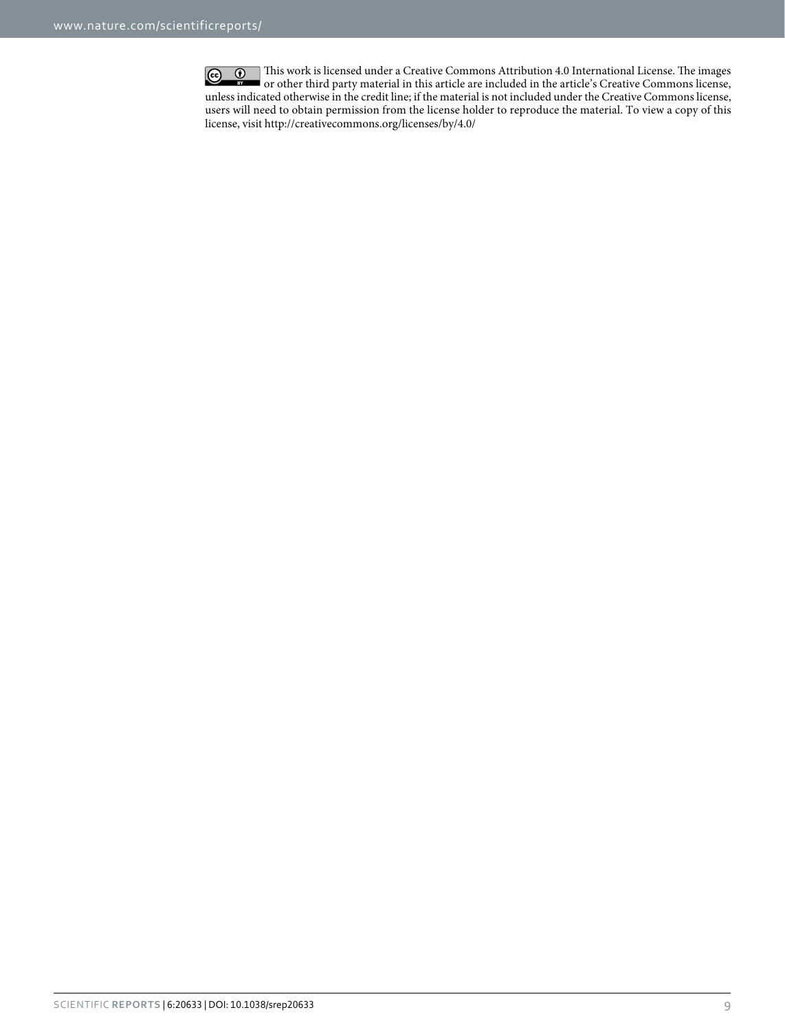This work is licensed under a Creative Commons Attribution 4.0 International License. The images or other third party material in this article are included in the article's Creative Commons license, unless indicated otherwise in the credit line; if the material is not included under the Creative Commons license, users will need to obtain permission from the license holder to reproduce the material. To view a copy of this license, visit http://creativecommons.org/licenses/by/4.0/